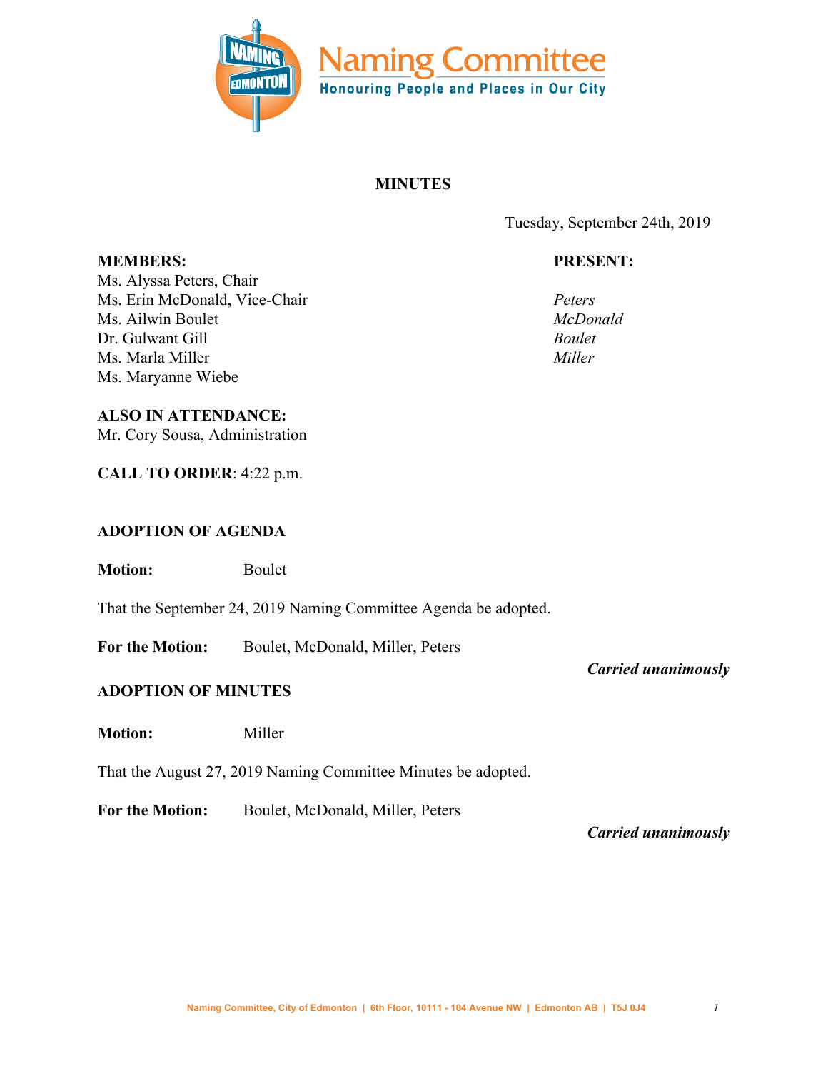# Naming Committee

**Honouring People and Places in Our City**

## MINUTES

Tuesday, September 24th, 2019

| **MEMBERS:** | **PRESENT:** |
|---|---|
| Ms. Alyssa Peters, Chair | *Peters* |
| Ms. Erin McDonald, Vice-Chair | *McDonald* |
| Ms. Ailwin Boulet | *Boulet* |
| Dr. Gulwant Gill | *Miller* |
| Ms. Marla Miller | |
| Ms. Maryanne Wiebe | |

**ALSO IN ATTENDANCE:**
Mr. Cory Sousa, Administration

**CALL TO ORDER**: 4:22 p.m.

### ADOPTION OF AGENDA

**Motion:** Boulet

That the September 24, 2019 Naming Committee Agenda be adopted.

**For the Motion:** Boulet, McDonald, Miller, Peters

***Carried unanimously***

### ADOPTION OF MINUTES

**Motion:** Miller

That the August 27, 2019 Naming Committee Minutes be adopted.

**For the Motion:** Boulet, McDonald, Miller, Peters

***Carried unanimously***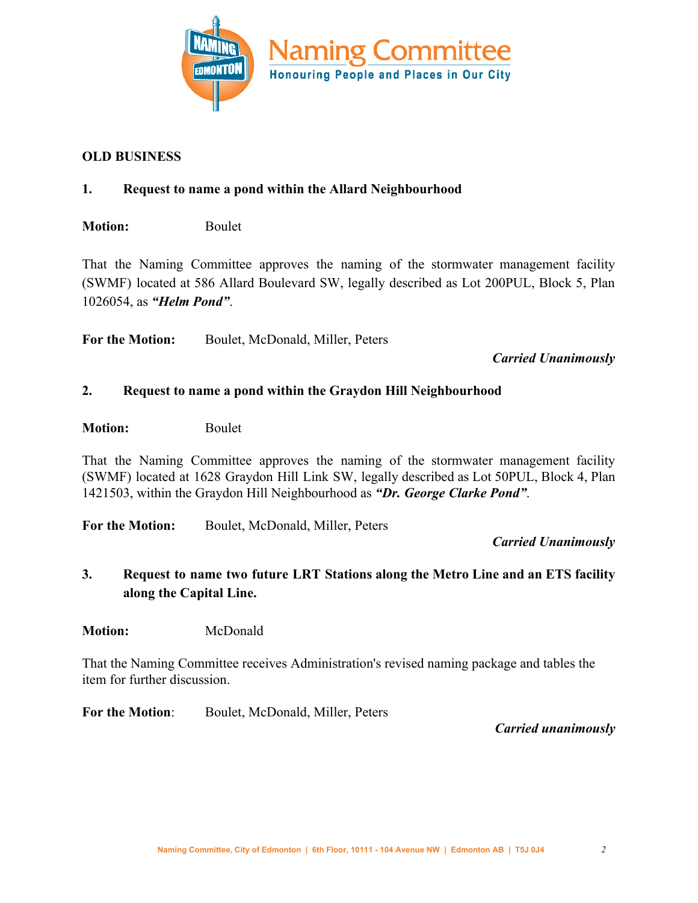**OLD BUSINESS**

**1. Request to name a pond within the Allard Neighbourhood**

**Motion:** Boulet

That the Naming Committee approves the naming of the stormwater management facility (SWMF) located at 586 Allard Boulevard SW, legally described as Lot 200PUL, Block 5, Plan 1026054, as ***"Helm Pond"***.

**For the Motion:** Boulet, McDonald, Miller, Peters

***Carried Unanimously***

**2. Request to name a pond within the Graydon Hill Neighbourhood**

**Motion:** Boulet

That the Naming Committee approves the naming of the stormwater management facility (SWMF) located at 1628 Graydon Hill Link SW, legally described as Lot 50PUL, Block 4, Plan 1421503, within the Graydon Hill Neighbourhood as ***"Dr. George Clarke Pond"***.

**For the Motion:** Boulet, McDonald, Miller, Peters

***Carried Unanimously***

**3. Request to name two future LRT Stations along the Metro Line and an ETS facility along the Capital Line.**

**Motion:** McDonald

That the Naming Committee receives Administration's revised naming package and tables the item for further discussion.

**For the Motion**: Boulet, McDonald, Miller, Peters

***Carried unanimously***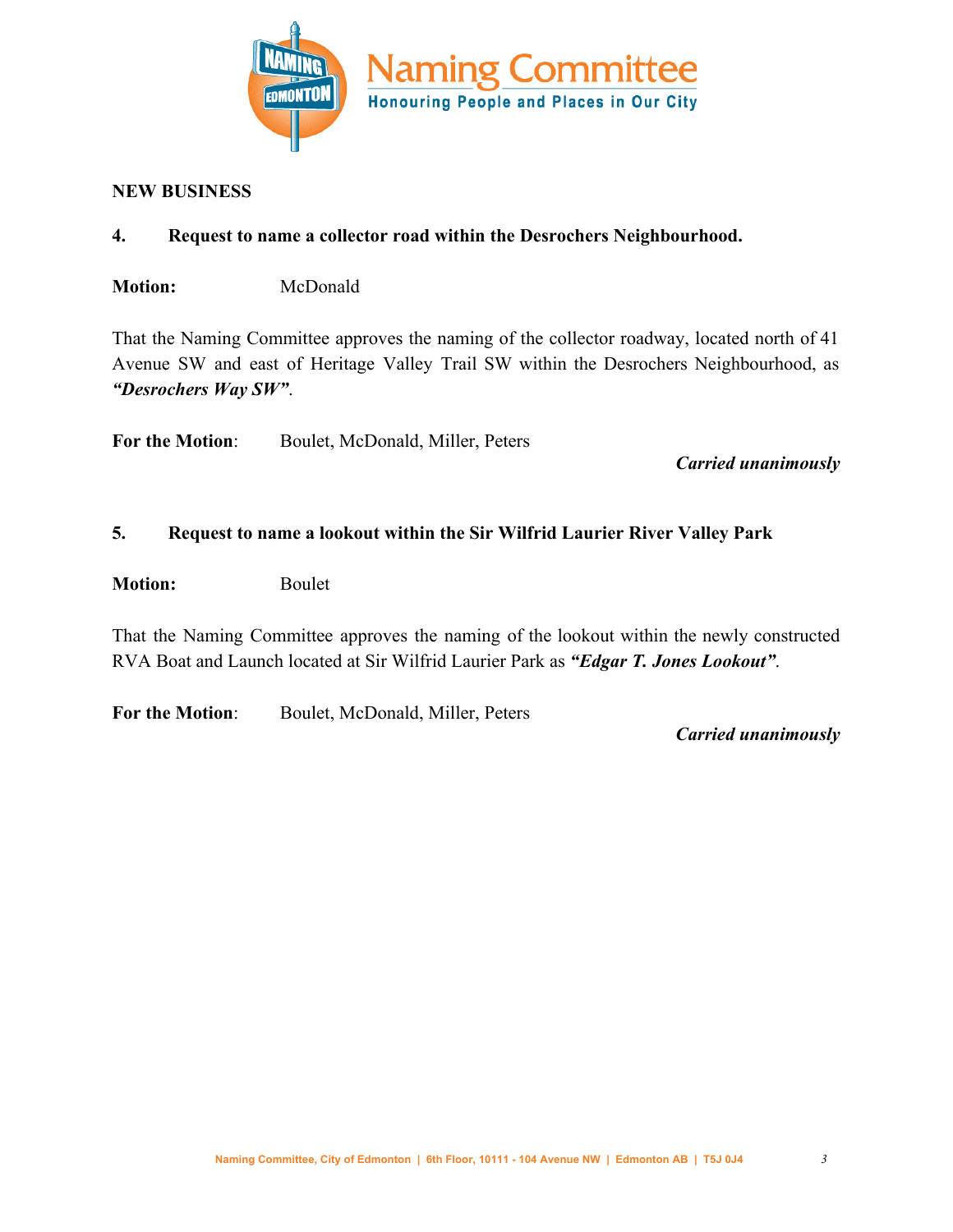**NEW BUSINESS**

**4. Request to name a collector road within the Desrochers Neighbourhood.**

**Motion:** McDonald

That the Naming Committee approves the naming of the collector roadway, located north of 41 Avenue SW and east of Heritage Valley Trail SW within the Desrochers Neighbourhood, as ***"Desrochers Way SW"***.

**For the Motion**: Boulet, McDonald, Miller, Peters

***Carried unanimously***

**5. Request to name a lookout within the Sir Wilfrid Laurier River Valley Park**

**Motion:** Boulet

That the Naming Committee approves the naming of the lookout within the newly constructed RVA Boat and Launch located at Sir Wilfrid Laurier Park as ***"Edgar T. Jones Lookout"***.

**For the Motion**: Boulet, McDonald, Miller, Peters

***Carried unanimously***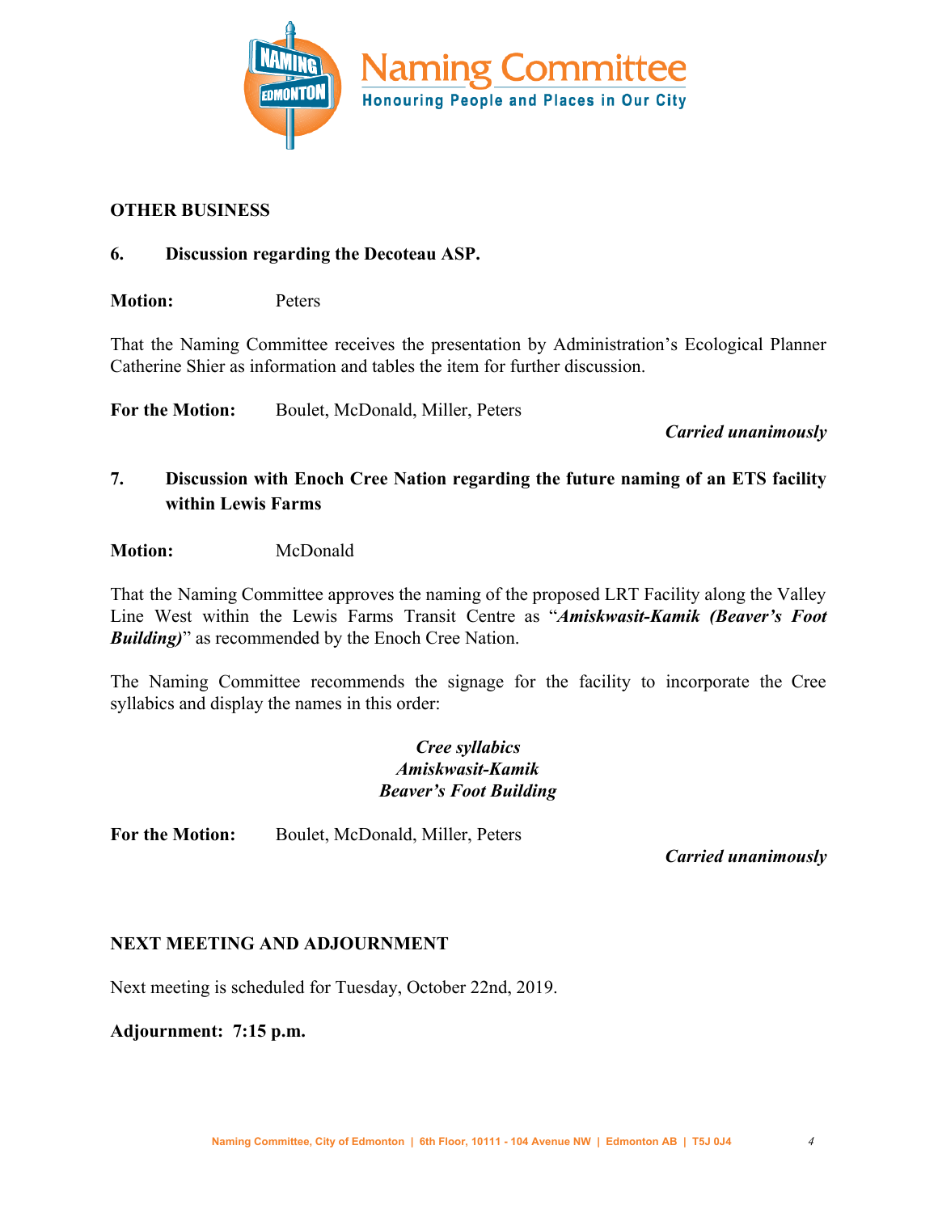**OTHER BUSINESS**

**6. Discussion regarding the Decoteau ASP.**

**Motion:** Peters

That the Naming Committee receives the presentation by Administration's Ecological Planner Catherine Shier as information and tables the item for further discussion.

**For the Motion:** Boulet, McDonald, Miller, Peters

***Carried unanimously***

**7. Discussion with Enoch Cree Nation regarding the future naming of an ETS facility within Lewis Farms**

**Motion:** McDonald

That the Naming Committee approves the naming of the proposed LRT Facility along the Valley Line West within the Lewis Farms Transit Centre as "***Amiskwasit-Kamik (Beaver's Foot Building)***" as recommended by the Enoch Cree Nation.

The Naming Committee recommends the signage for the facility to incorporate the Cree syllabics and display the names in this order:

***Cree syllabics***
***Amiskwasit-Kamik***
***Beaver's Foot Building***

**For the Motion:** Boulet, McDonald, Miller, Peters

***Carried unanimously***

**NEXT MEETING AND ADJOURNMENT**

Next meeting is scheduled for Tuesday, October 22nd, 2019.

**Adjournment: 7:15 p.m.**